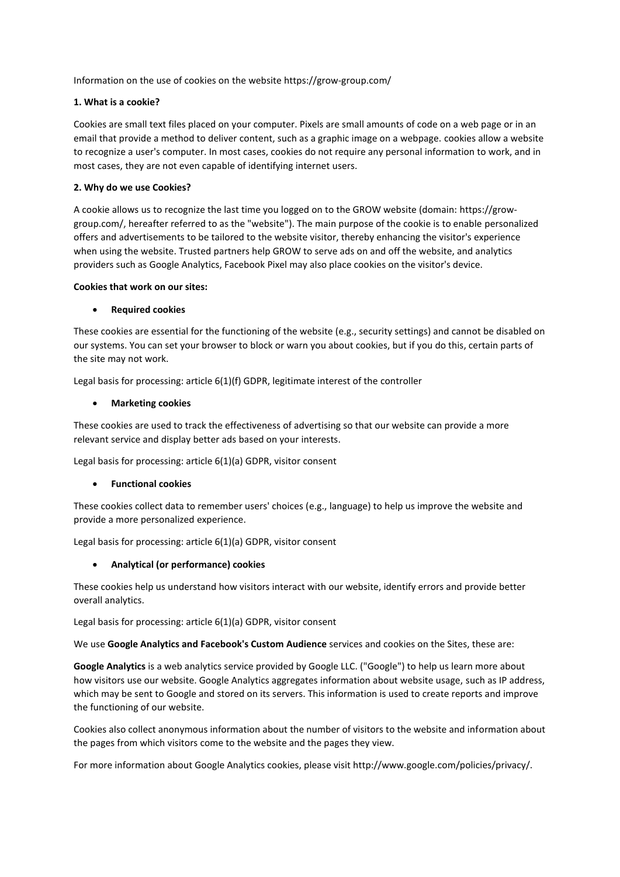Information on the use of cookies on the website https://grow-group.com/

**1. What is a cookie?**

Cookies are small text files placed on your computer. Pixels are small amounts of code on a web page or in an email that provide a method to deliver content, such as a graphic image on a webpage. cookies allow a website to recognize a user's computer. In most cases, cookies do not require any personal information to work, and in most cases, they are not even capable of identifying internet users.

**2. Why do we use Cookies?**

A cookie allows us to recognize the last time you logged on to the GROW website (domain: https://grow-group.com/, hereafter referred to as the "website"). The main purpose of the cookie is to enable personalized offers and advertisements to be tailored to the website visitor, thereby enhancing the visitor's experience when using the website. Trusted partners help GROW to serve ads on and off the website, and analytics providers such as Google Analytics, Facebook Pixel may also place cookies on the visitor's device.

**Cookies that work on our sites:**

- **Required cookies**

These cookies are essential for the functioning of the website (e.g., security settings) and cannot be disabled on our systems. You can set your browser to block or warn you about cookies, but if you do this, certain parts of the site may not work.

Legal basis for processing: article 6(1)(f) GDPR, legitimate interest of the controller

- **Marketing cookies**

These cookies are used to track the effectiveness of advertising so that our website can provide a more relevant service and display better ads based on your interests.

Legal basis for processing: article 6(1)(a) GDPR, visitor consent

- **Functional cookies**

These cookies collect data to remember users' choices (e.g., language) to help us improve the website and provide a more personalized experience.

Legal basis for processing: article 6(1)(a) GDPR, visitor consent

- **Analytical (or performance) cookies**

These cookies help us understand how visitors interact with our website, identify errors and provide better overall analytics.

Legal basis for processing: article 6(1)(a) GDPR, visitor consent

We use **Google Analytics and Facebook's Custom Audience** services and cookies on the Sites, these are:

**Google Analytics** is a web analytics service provided by Google LLC. ("Google") to help us learn more about how visitors use our website. Google Analytics aggregates information about website usage, such as IP address, which may be sent to Google and stored on its servers. This information is used to create reports and improve the functioning of our website.

Cookies also collect anonymous information about the number of visitors to the website and information about the pages from which visitors come to the website and the pages they view.

For more information about Google Analytics cookies, please visit http://www.google.com/policies/privacy/.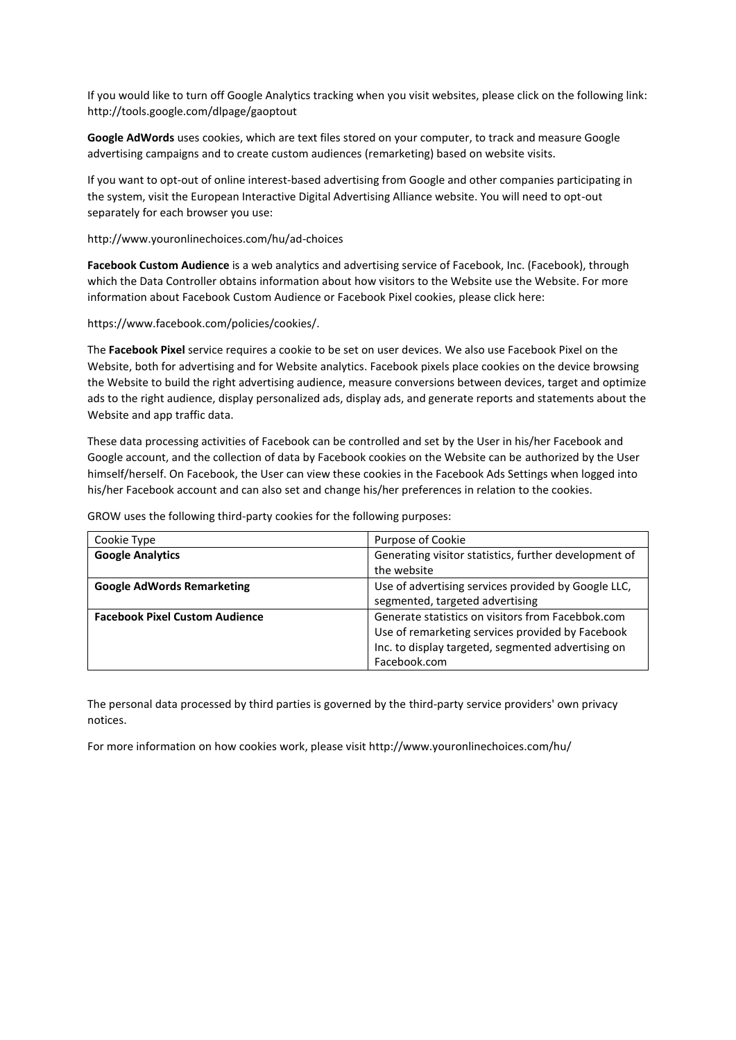If you would like to turn off Google Analytics tracking when you visit websites, please click on the following link: http://tools.google.com/dlpage/gaoptout

**Google AdWords** uses cookies, which are text files stored on your computer, to track and measure Google advertising campaigns and to create custom audiences (remarketing) based on website visits.

If you want to opt-out of online interest-based advertising from Google and other companies participating in the system, visit the European Interactive Digital Advertising Alliance website. You will need to opt-out separately for each browser you use:

http://www.youronlinechoices.com/hu/ad-choices

**Facebook Custom Audience** is a web analytics and advertising service of Facebook, Inc. (Facebook), through which the Data Controller obtains information about how visitors to the Website use the Website. For more information about Facebook Custom Audience or Facebook Pixel cookies, please click here:

https://www.facebook.com/policies/cookies/.

The **Facebook Pixel** service requires a cookie to be set on user devices. We also use Facebook Pixel on the Website, both for advertising and for Website analytics. Facebook pixels place cookies on the device browsing the Website to build the right advertising audience, measure conversions between devices, target and optimize ads to the right audience, display personalized ads, display ads, and generate reports and statements about the Website and app traffic data.

These data processing activities of Facebook can be controlled and set by the User in his/her Facebook and Google account, and the collection of data by Facebook cookies on the Website can be authorized by the User himself/herself. On Facebook, the User can view these cookies in the Facebook Ads Settings when logged into his/her Facebook account and can also set and change his/her preferences in relation to the cookies.

GROW uses the following third-party cookies for the following purposes:

| Cookie Type | Purpose of Cookie |
| --- | --- |
| **Google Analytics** | Generating visitor statistics, further development of the website |
| **Google AdWords Remarketing** | Use of advertising services provided by Google LLC, segmented, targeted advertising |
| **Facebook Pixel Custom Audience** | Generate statistics on visitors from Facebbok.com Use of remarketing services provided by Facebook Inc. to display targeted, segmented advertising on Facebook.com |

The personal data processed by third parties is governed by the third-party service providers' own privacy notices.

For more information on how cookies work, please visit http://www.youronlinechoices.com/hu/